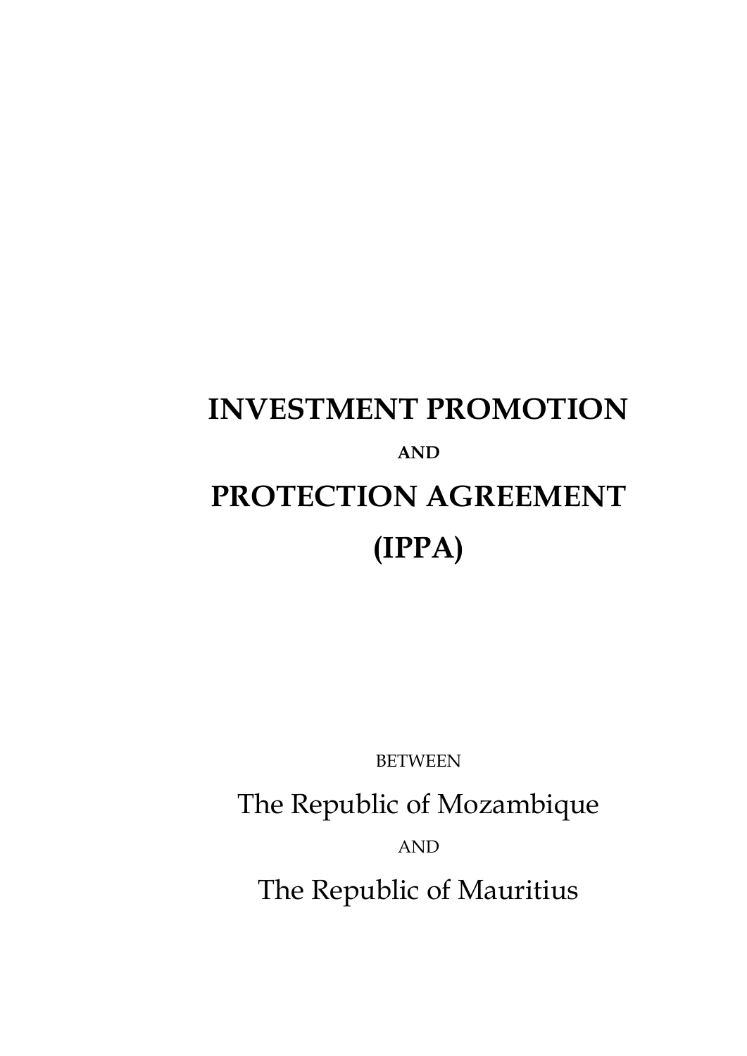# INVESTMENT PROMOTION

**AND**

# PROTECTION AGREEMENT

# (IPPA)

BETWEEN

The Republic of Mozambique

AND

The Republic of Mauritius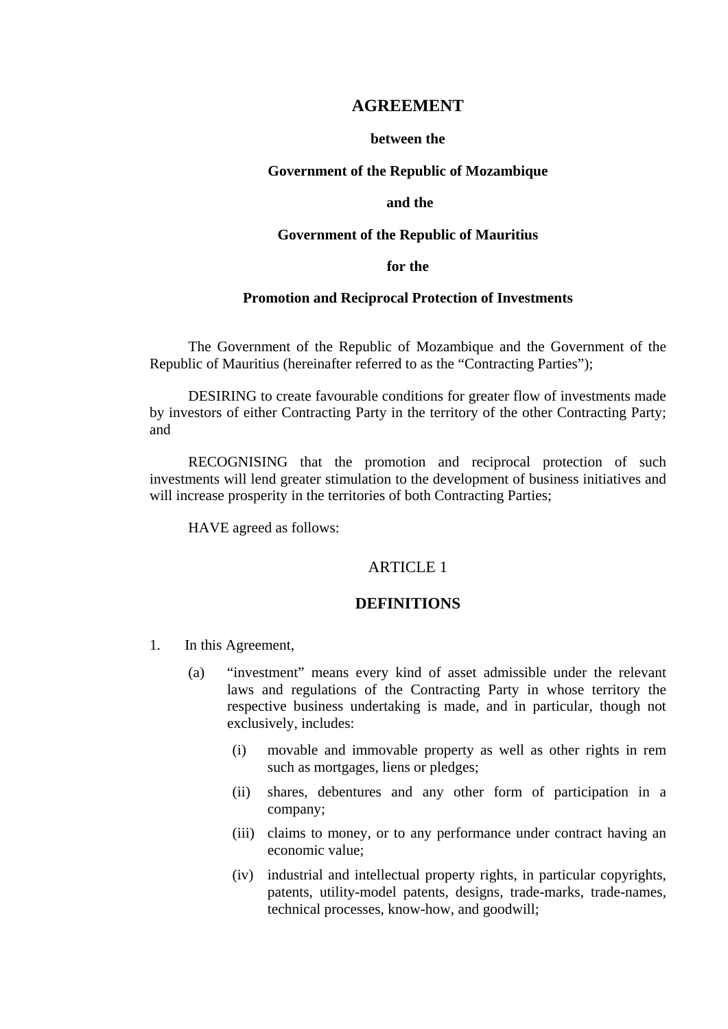# AGREEMENT

**between the**

**Government of the Republic of Mozambique**

**and the**

**Government of the Republic of Mauritius**

**for the**

**Promotion and Reciprocal Protection of Investments**

The Government of the Republic of Mozambique and the Government of the Republic of Mauritius (hereinafter referred to as the "Contracting Parties");

DESIRING to create favourable conditions for greater flow of investments made by investors of either Contracting Party in the territory of the other Contracting Party; and

RECOGNISING that the promotion and reciprocal protection of such investments will lend greater stimulation to the development of business initiatives and will increase prosperity in the territories of both Contracting Parties;

HAVE agreed as follows:

## ARTICLE 1

## DEFINITIONS

1. In this Agreement,

   (a) "investment" means every kind of asset admissible under the relevant laws and regulations of the Contracting Party in whose territory the respective business undertaking is made, and in particular, though not exclusively, includes:

      (i) movable and immovable property as well as other rights in rem such as mortgages, liens or pledges;

      (ii) shares, debentures and any other form of participation in a company;

      (iii) claims to money, or to any performance under contract having an economic value;

      (iv) industrial and intellectual property rights, in particular copyrights, patents, utility-model patents, designs, trade-marks, trade-names, technical processes, know-how, and goodwill;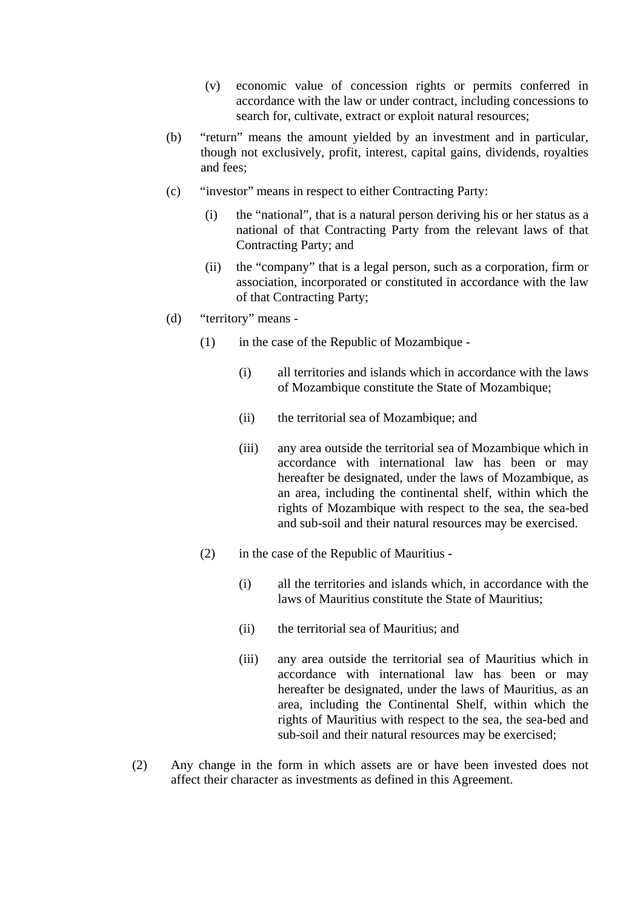(v) economic value of concession rights or permits conferred in accordance with the law or under contract, including concessions to search for, cultivate, extract or exploit natural resources;

(b) "return" means the amount yielded by an investment and in particular, though not exclusively, profit, interest, capital gains, dividends, royalties and fees;

(c) "investor" means in respect to either Contracting Party:

(i) the "national", that is a natural person deriving his or her status as a national of that Contracting Party from the relevant laws of that Contracting Party; and

(ii) the "company" that is a legal person, such as a corporation, firm or association, incorporated or constituted in accordance with the law of that Contracting Party;

(d) "territory" means -

(1) in the case of the Republic of Mozambique -

(i) all territories and islands which in accordance with the laws of Mozambique constitute the State of Mozambique;

(ii) the territorial sea of Mozambique; and

(iii) any area outside the territorial sea of Mozambique which in accordance with international law has been or may hereafter be designated, under the laws of Mozambique, as an area, including the continental shelf, within which the rights of Mozambique with respect to the sea, the sea-bed and sub-soil and their natural resources may be exercised.

(2) in the case of the Republic of Mauritius -

(i) all the territories and islands which, in accordance with the laws of Mauritius constitute the State of Mauritius;

(ii) the territorial sea of Mauritius; and

(iii) any area outside the territorial sea of Mauritius which in accordance with international law has been or may hereafter be designated, under the laws of Mauritius, as an area, including the Continental Shelf, within which the rights of Mauritius with respect to the sea, the sea-bed and sub-soil and their natural resources may be exercised;

(2) Any change in the form in which assets are or have been invested does not affect their character as investments as defined in this Agreement.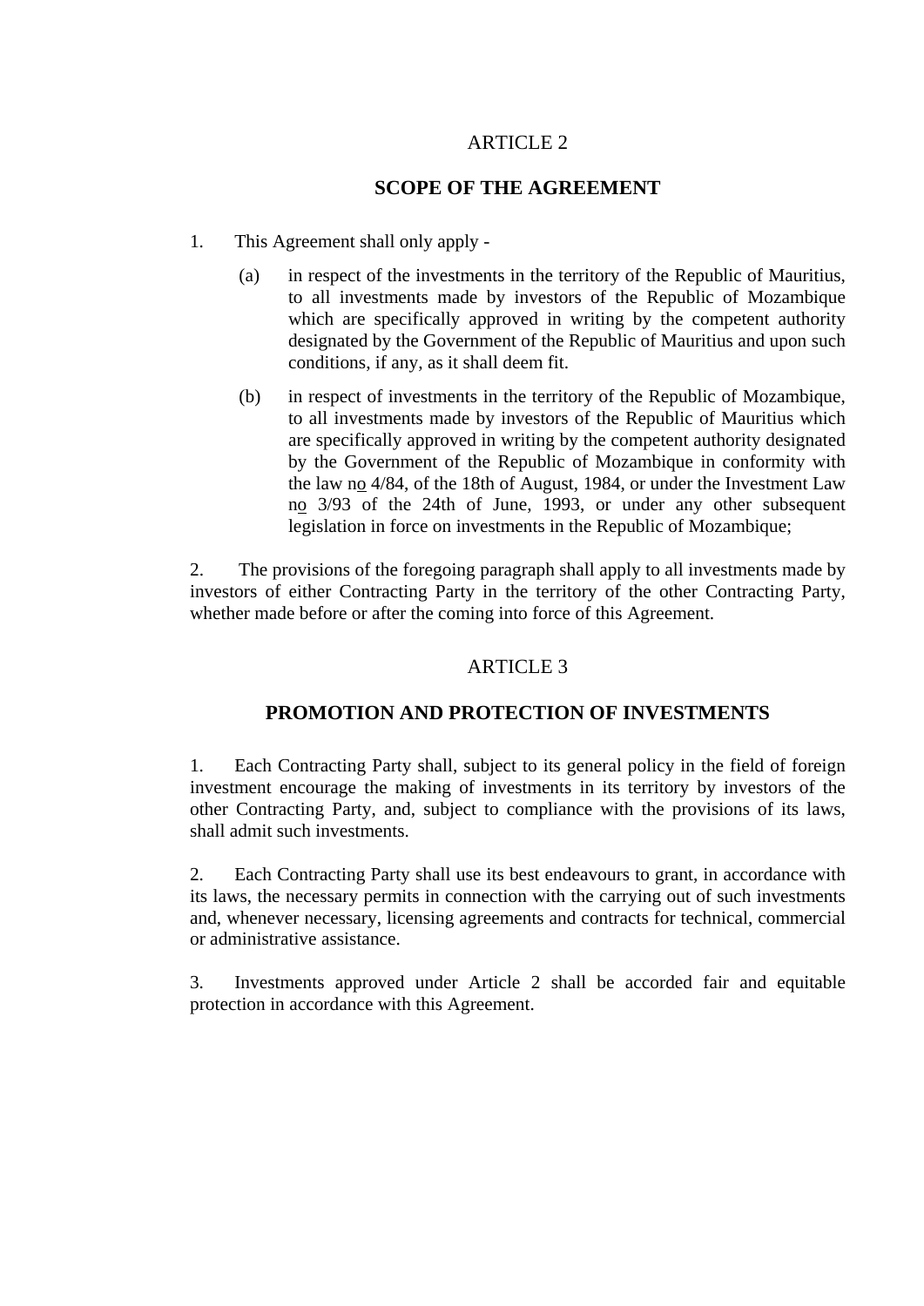ARTICLE 2

**SCOPE OF THE AGREEMENT**

1. This Agreement shall only apply -

   (a) in respect of the investments in the territory of the Republic of Mauritius, to all investments made by investors of the Republic of Mozambique which are specifically approved in writing by the competent authority designated by the Government of the Republic of Mauritius and upon such conditions, if any, as it shall deem fit.

   (b) in respect of investments in the territory of the Republic of Mozambique, to all investments made by investors of the Republic of Mauritius which are specifically approved in writing by the competent authority designated by the Government of the Republic of Mozambique in conformity with the law no 4/84, of the 18th of August, 1984, or under the Investment Law no 3/93 of the 24th of June, 1993, or under any other subsequent legislation in force on investments in the Republic of Mozambique;

2. The provisions of the foregoing paragraph shall apply to all investments made by investors of either Contracting Party in the territory of the other Contracting Party, whether made before or after the coming into force of this Agreement.

ARTICLE 3

**PROMOTION AND PROTECTION OF INVESTMENTS**

1. Each Contracting Party shall, subject to its general policy in the field of foreign investment encourage the making of investments in its territory by investors of the other Contracting Party, and, subject to compliance with the provisions of its laws, shall admit such investments.

2. Each Contracting Party shall use its best endeavours to grant, in accordance with its laws, the necessary permits in connection with the carrying out of such investments and, whenever necessary, licensing agreements and contracts for technical, commercial or administrative assistance.

3. Investments approved under Article 2 shall be accorded fair and equitable protection in accordance with this Agreement.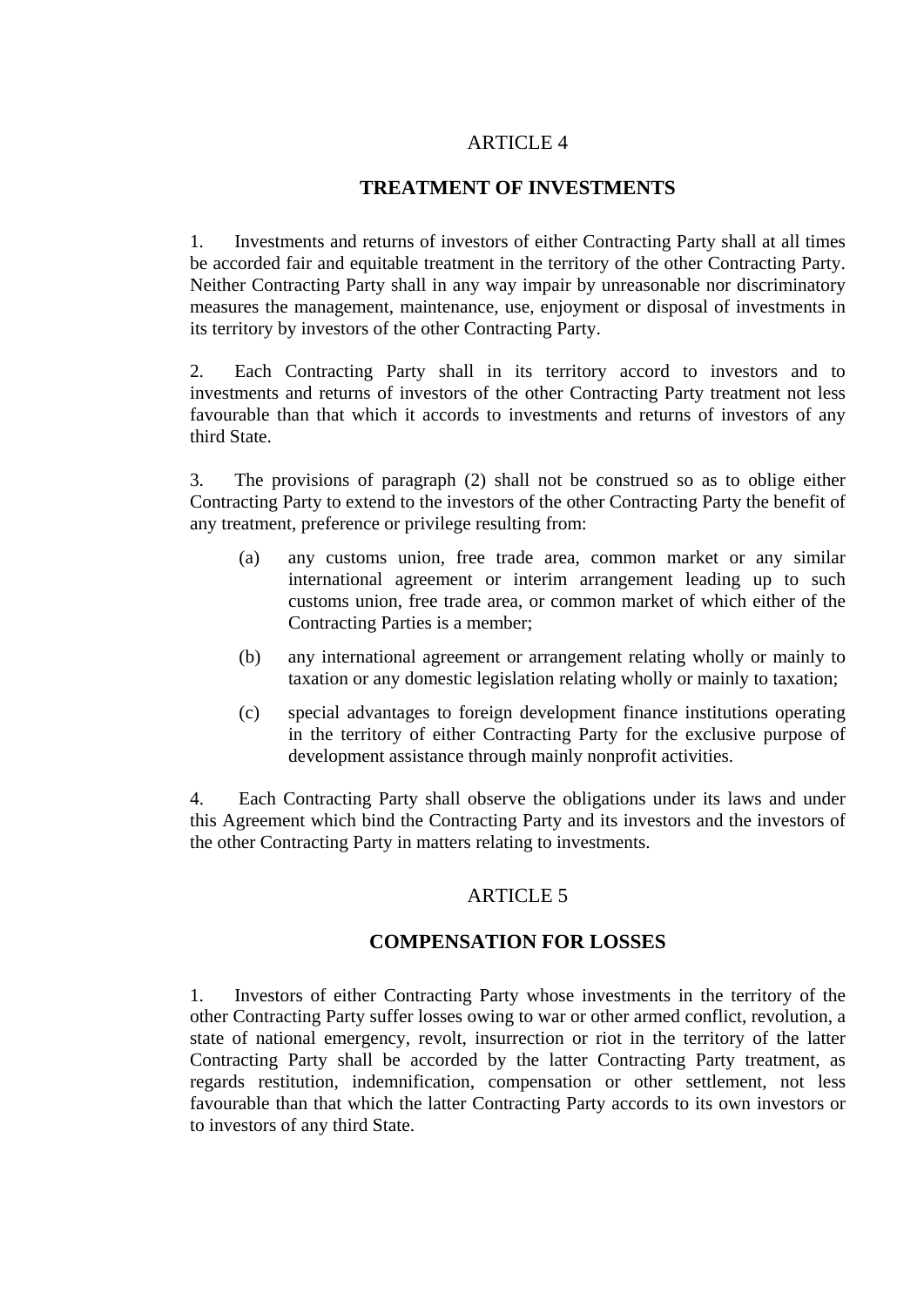ARTICLE 4

## TREATMENT OF INVESTMENTS

1. Investments and returns of investors of either Contracting Party shall at all times be accorded fair and equitable treatment in the territory of the other Contracting Party. Neither Contracting Party shall in any way impair by unreasonable nor discriminatory measures the management, maintenance, use, enjoyment or disposal of investments in its territory by investors of the other Contracting Party.

2. Each Contracting Party shall in its territory accord to investors and to investments and returns of investors of the other Contracting Party treatment not less favourable than that which it accords to investments and returns of investors of any third State.

3. The provisions of paragraph (2) shall not be construed so as to oblige either Contracting Party to extend to the investors of the other Contracting Party the benefit of any treatment, preference or privilege resulting from:

   (a) any customs union, free trade area, common market or any similar international agreement or interim arrangement leading up to such customs union, free trade area, or common market of which either of the Contracting Parties is a member;

   (b) any international agreement or arrangement relating wholly or mainly to taxation or any domestic legislation relating wholly or mainly to taxation;

   (c) special advantages to foreign development finance institutions operating in the territory of either Contracting Party for the exclusive purpose of development assistance through mainly nonprofit activities.

4. Each Contracting Party shall observe the obligations under its laws and under this Agreement which bind the Contracting Party and its investors and the investors of the other Contracting Party in matters relating to investments.

ARTICLE 5

## COMPENSATION FOR LOSSES

1. Investors of either Contracting Party whose investments in the territory of the other Contracting Party suffer losses owing to war or other armed conflict, revolution, a state of national emergency, revolt, insurrection or riot in the territory of the latter Contracting Party shall be accorded by the latter Contracting Party treatment, as regards restitution, indemnification, compensation or other settlement, not less favourable than that which the latter Contracting Party accords to its own investors or to investors of any third State.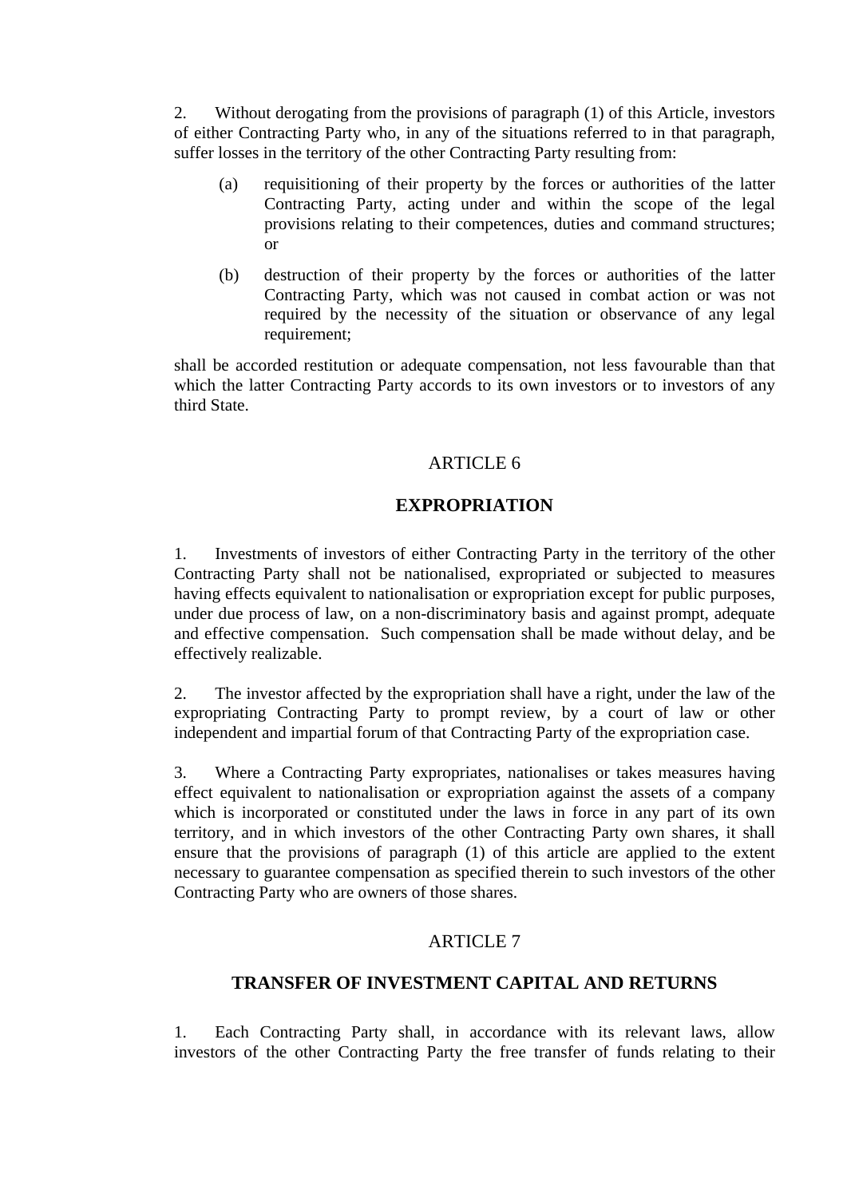2. Without derogating from the provisions of paragraph (1) of this Article, investors of either Contracting Party who, in any of the situations referred to in that paragraph, suffer losses in the territory of the other Contracting Party resulting from:

(a) requisitioning of their property by the forces or authorities of the latter Contracting Party, acting under and within the scope of the legal provisions relating to their competences, duties and command structures; or

(b) destruction of their property by the forces or authorities of the latter Contracting Party, which was not caused in combat action or was not required by the necessity of the situation or observance of any legal requirement;

shall be accorded restitution or adequate compensation, not less favourable than that which the latter Contracting Party accords to its own investors or to investors of any third State.

## ARTICLE 6

## EXPROPRIATION

1. Investments of investors of either Contracting Party in the territory of the other Contracting Party shall not be nationalised, expropriated or subjected to measures having effects equivalent to nationalisation or expropriation except for public purposes, under due process of law, on a non-discriminatory basis and against prompt, adequate and effective compensation. Such compensation shall be made without delay, and be effectively realizable.

2. The investor affected by the expropriation shall have a right, under the law of the expropriating Contracting Party to prompt review, by a court of law or other independent and impartial forum of that Contracting Party of the expropriation case.

3. Where a Contracting Party expropriates, nationalises or takes measures having effect equivalent to nationalisation or expropriation against the assets of a company which is incorporated or constituted under the laws in force in any part of its own territory, and in which investors of the other Contracting Party own shares, it shall ensure that the provisions of paragraph (1) of this article are applied to the extent necessary to guarantee compensation as specified therein to such investors of the other Contracting Party who are owners of those shares.

## ARTICLE 7

## TRANSFER OF INVESTMENT CAPITAL AND RETURNS

1. Each Contracting Party shall, in accordance with its relevant laws, allow investors of the other Contracting Party the free transfer of funds relating to their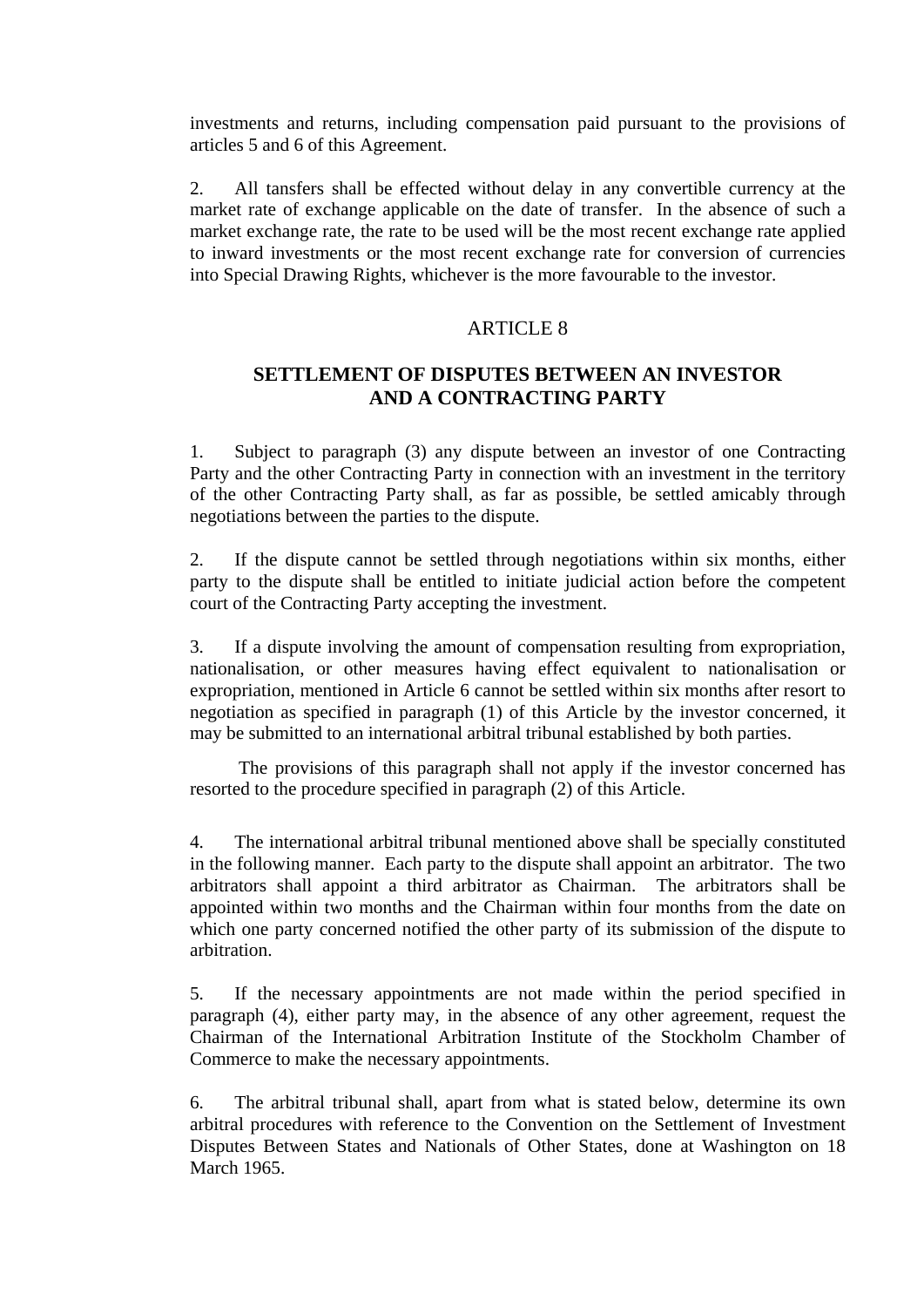investments and returns, including compensation paid pursuant to the provisions of articles 5 and 6 of this Agreement.

2. All tansfers shall be effected without delay in any convertible currency at the market rate of exchange applicable on the date of transfer. In the absence of such a market exchange rate, the rate to be used will be the most recent exchange rate applied to inward investments or the most recent exchange rate for conversion of currencies into Special Drawing Rights, whichever is the more favourable to the investor.

## ARTICLE 8

## SETTLEMENT OF DISPUTES BETWEEN AN INVESTOR AND A CONTRACTING PARTY

1. Subject to paragraph (3) any dispute between an investor of one Contracting Party and the other Contracting Party in connection with an investment in the territory of the other Contracting Party shall, as far as possible, be settled amicably through negotiations between the parties to the dispute.

2. If the dispute cannot be settled through negotiations within six months, either party to the dispute shall be entitled to initiate judicial action before the competent court of the Contracting Party accepting the investment.

3. If a dispute involving the amount of compensation resulting from expropriation, nationalisation, or other measures having effect equivalent to nationalisation or expropriation, mentioned in Article 6 cannot be settled within six months after resort to negotiation as specified in paragraph (1) of this Article by the investor concerned, it may be submitted to an international arbitral tribunal established by both parties.

The provisions of this paragraph shall not apply if the investor concerned has resorted to the procedure specified in paragraph (2) of this Article.

4. The international arbitral tribunal mentioned above shall be specially constituted in the following manner. Each party to the dispute shall appoint an arbitrator. The two arbitrators shall appoint a third arbitrator as Chairman. The arbitrators shall be appointed within two months and the Chairman within four months from the date on which one party concerned notified the other party of its submission of the dispute to arbitration.

5. If the necessary appointments are not made within the period specified in paragraph (4), either party may, in the absence of any other agreement, request the Chairman of the International Arbitration Institute of the Stockholm Chamber of Commerce to make the necessary appointments.

6. The arbitral tribunal shall, apart from what is stated below, determine its own arbitral procedures with reference to the Convention on the Settlement of Investment Disputes Between States and Nationals of Other States, done at Washington on 18 March 1965.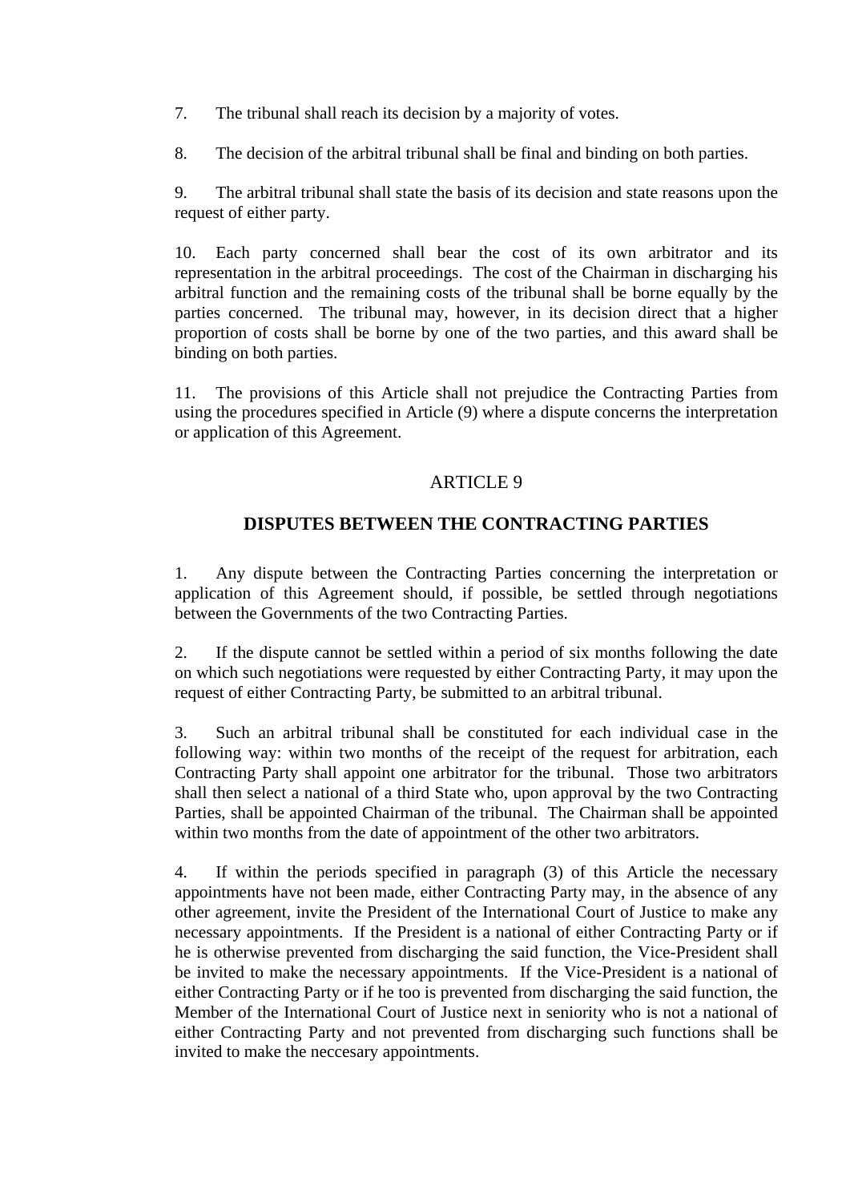7. The tribunal shall reach its decision by a majority of votes.

8. The decision of the arbitral tribunal shall be final and binding on both parties.

9. The arbitral tribunal shall state the basis of its decision and state reasons upon the request of either party.

10. Each party concerned shall bear the cost of its own arbitrator and its representation in the arbitral proceedings. The cost of the Chairman in discharging his arbitral function and the remaining costs of the tribunal shall be borne equally by the parties concerned. The tribunal may, however, in its decision direct that a higher proportion of costs shall be borne by one of the two parties, and this award shall be binding on both parties.

11. The provisions of this Article shall not prejudice the Contracting Parties from using the procedures specified in Article (9) where a dispute concerns the interpretation or application of this Agreement.

## ARTICLE 9

## DISPUTES BETWEEN THE CONTRACTING PARTIES

1. Any dispute between the Contracting Parties concerning the interpretation or application of this Agreement should, if possible, be settled through negotiations between the Governments of the two Contracting Parties.

2. If the dispute cannot be settled within a period of six months following the date on which such negotiations were requested by either Contracting Party, it may upon the request of either Contracting Party, be submitted to an arbitral tribunal.

3. Such an arbitral tribunal shall be constituted for each individual case in the following way: within two months of the receipt of the request for arbitration, each Contracting Party shall appoint one arbitrator for the tribunal. Those two arbitrators shall then select a national of a third State who, upon approval by the two Contracting Parties, shall be appointed Chairman of the tribunal. The Chairman shall be appointed within two months from the date of appointment of the other two arbitrators.

4. If within the periods specified in paragraph (3) of this Article the necessary appointments have not been made, either Contracting Party may, in the absence of any other agreement, invite the President of the International Court of Justice to make any necessary appointments. If the President is a national of either Contracting Party or if he is otherwise prevented from discharging the said function, the Vice-President shall be invited to make the necessary appointments. If the Vice-President is a national of either Contracting Party or if he too is prevented from discharging the said function, the Member of the International Court of Justice next in seniority who is not a national of either Contracting Party and not prevented from discharging such functions shall be invited to make the neccesary appointments.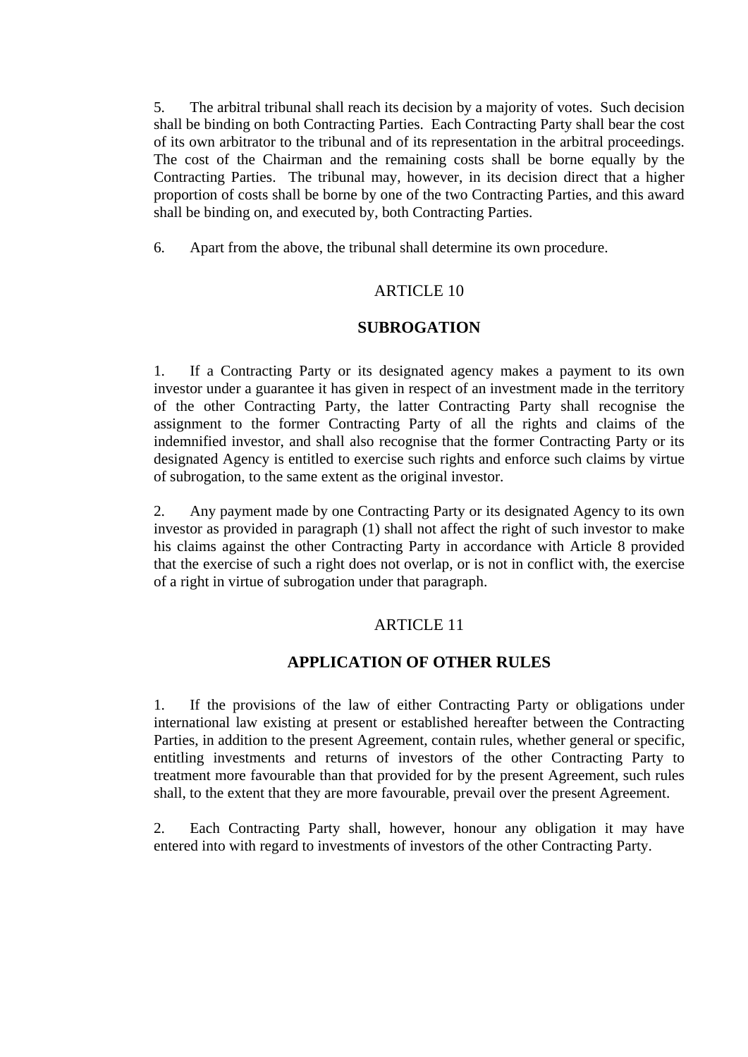5. The arbitral tribunal shall reach its decision by a majority of votes. Such decision shall be binding on both Contracting Parties. Each Contracting Party shall bear the cost of its own arbitrator to the tribunal and of its representation in the arbitral proceedings. The cost of the Chairman and the remaining costs shall be borne equally by the Contracting Parties. The tribunal may, however, in its decision direct that a higher proportion of costs shall be borne by one of the two Contracting Parties, and this award shall be binding on, and executed by, both Contracting Parties.

6. Apart from the above, the tribunal shall determine its own procedure.

## ARTICLE 10

## SUBROGATION

1. If a Contracting Party or its designated agency makes a payment to its own investor under a guarantee it has given in respect of an investment made in the territory of the other Contracting Party, the latter Contracting Party shall recognise the assignment to the former Contracting Party of all the rights and claims of the indemnified investor, and shall also recognise that the former Contracting Party or its designated Agency is entitled to exercise such rights and enforce such claims by virtue of subrogation, to the same extent as the original investor.

2. Any payment made by one Contracting Party or its designated Agency to its own investor as provided in paragraph (1) shall not affect the right of such investor to make his claims against the other Contracting Party in accordance with Article 8 provided that the exercise of such a right does not overlap, or is not in conflict with, the exercise of a right in virtue of subrogation under that paragraph.

## ARTICLE 11

## APPLICATION OF OTHER RULES

1. If the provisions of the law of either Contracting Party or obligations under international law existing at present or established hereafter between the Contracting Parties, in addition to the present Agreement, contain rules, whether general or specific, entitling investments and returns of investors of the other Contracting Party to treatment more favourable than that provided for by the present Agreement, such rules shall, to the extent that they are more favourable, prevail over the present Agreement.

2. Each Contracting Party shall, however, honour any obligation it may have entered into with regard to investments of investors of the other Contracting Party.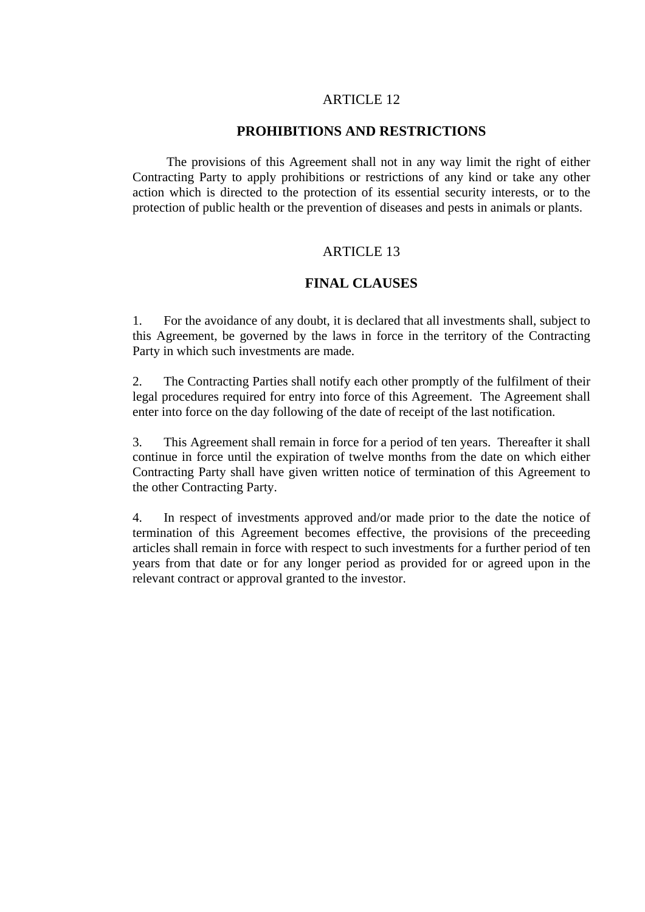## ARTICLE 12

## PROHIBITIONS AND RESTRICTIONS

The provisions of this Agreement shall not in any way limit the right of either Contracting Party to apply prohibitions or restrictions of any kind or take any other action which is directed to the protection of its essential security interests, or to the protection of public health or the prevention of diseases and pests in animals or plants.

## ARTICLE 13

## FINAL CLAUSES

1. For the avoidance of any doubt, it is declared that all investments shall, subject to this Agreement, be governed by the laws in force in the territory of the Contracting Party in which such investments are made.

2. The Contracting Parties shall notify each other promptly of the fulfilment of their legal procedures required for entry into force of this Agreement. The Agreement shall enter into force on the day following of the date of receipt of the last notification.

3. This Agreement shall remain in force for a period of ten years. Thereafter it shall continue in force until the expiration of twelve months from the date on which either Contracting Party shall have given written notice of termination of this Agreement to the other Contracting Party.

4. In respect of investments approved and/or made prior to the date the notice of termination of this Agreement becomes effective, the provisions of the preceeding articles shall remain in force with respect to such investments for a further period of ten years from that date or for any longer period as provided for or agreed upon in the relevant contract or approval granted to the investor.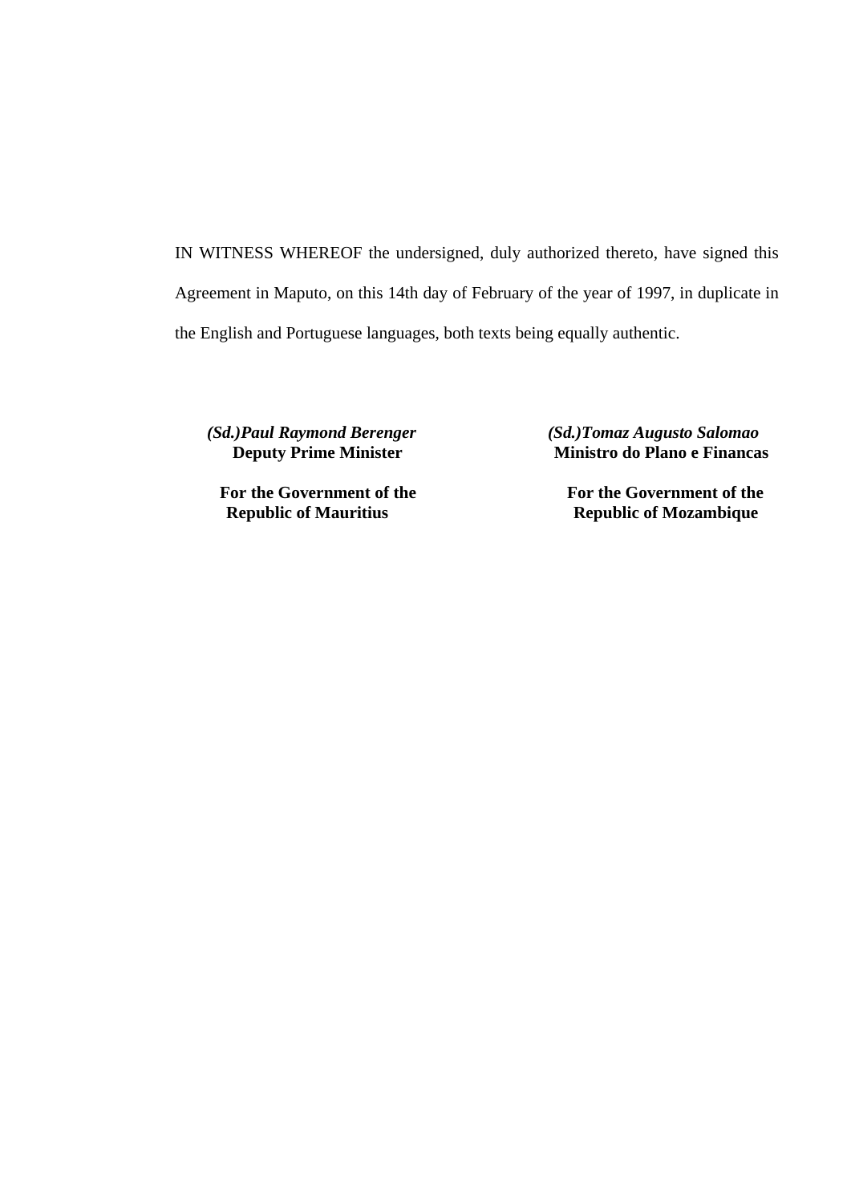IN WITNESS WHEREOF the undersigned, duly authorized thereto, have signed this Agreement in Maputo, on this 14th day of February of the year of 1997, in duplicate in the English and Portuguese languages, both texts being equally authentic.

| | |
|---|---|
| ***(Sd.)Paul Raymond Berenger*** | ***(Sd.)Tomaz Augusto Salomao*** |
| **Deputy Prime Minister** | **Ministro do Plano e Financas** |
| **For the Government of the Republic of Mauritius** | **For the Government of the Republic of Mozambique** |